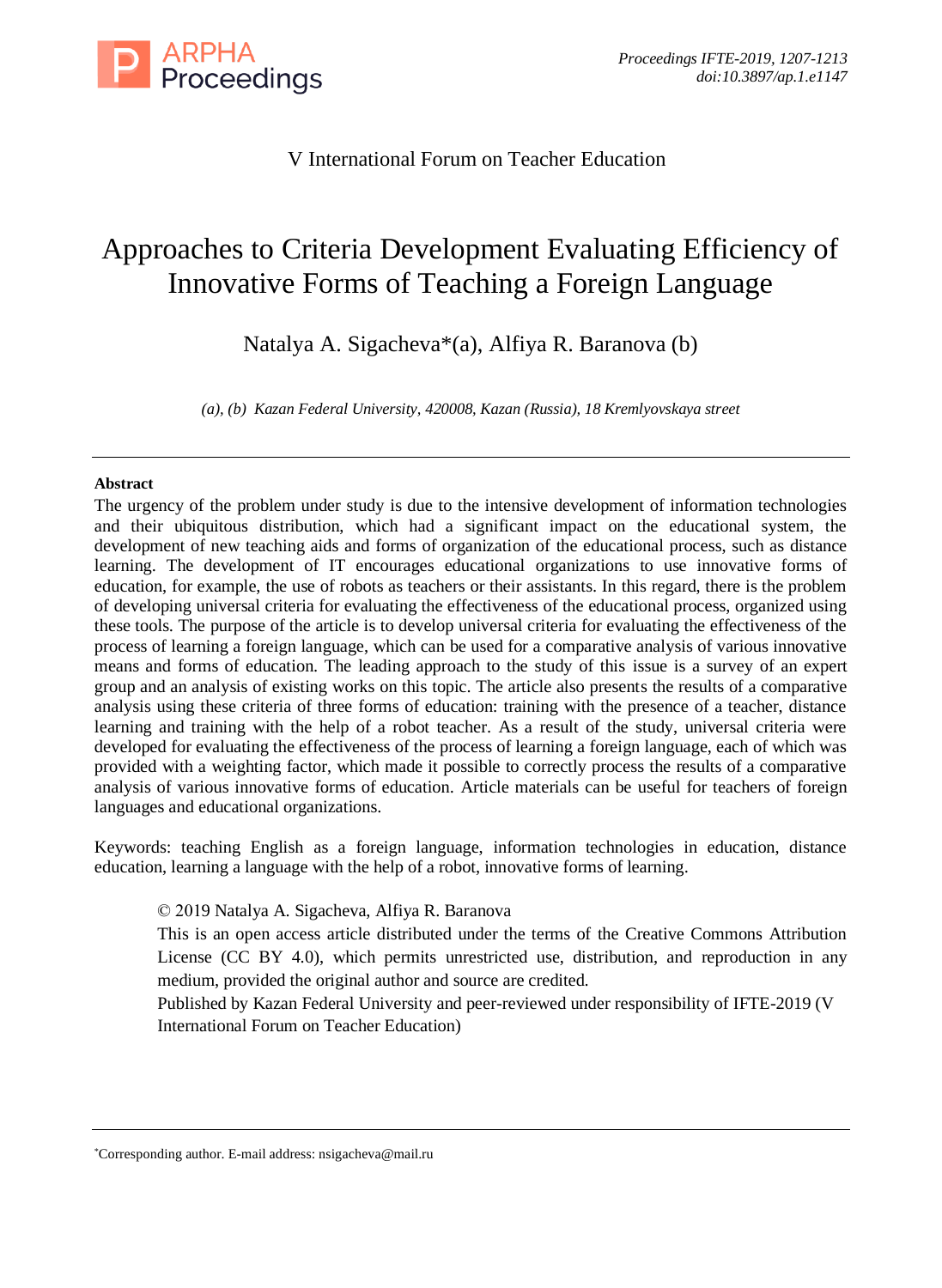V International Forum on Teacher Education

# Approaches to Criteria Development Evaluating Efficiency of Innovative Forms of Teaching a Foreign Language

Natalya A. Sigacheva*(a), Alfiya R. Baranova (b)

*(a), (b) Kazan Federal University, 420008, Kazan (Russia), 18 Kremlyovskaya street*

---

**Abstract**

The urgency of the problem under study is due to the intensive development of information technologies and their ubiquitous distribution, which had a significant impact on the educational system, the development of new teaching aids and forms of organization of the educational process, such as distance learning. The development of IT encourages educational organizations to use innovative forms of education, for example, the use of robots as teachers or their assistants. In this regard, there is the problem of developing universal criteria for evaluating the effectiveness of the educational process, organized using these tools. The purpose of the article is to develop universal criteria for evaluating the effectiveness of the process of learning a foreign language, which can be used for a comparative analysis of various innovative means and forms of education. The leading approach to the study of this issue is a survey of an expert group and an analysis of existing works on this topic. The article also presents the results of a comparative analysis using these criteria of three forms of education: training with the presence of a teacher, distance learning and training with the help of a robot teacher. As a result of the study, universal criteria were developed for evaluating the effectiveness of the process of learning a foreign language, each of which was provided with a weighting factor, which made it possible to correctly process the results of a comparative analysis of various innovative forms of education. Article materials can be useful for teachers of foreign languages and educational organizations.

Keywords: teaching English as a foreign language, information technologies in education, distance education, learning a language with the help of a robot, innovative forms of learning.

© 2019 Natalya A. Sigacheva, Alfiya R. Baranova
This is an open access article distributed under the terms of the Creative Commons Attribution License (CC BY 4.0), which permits unrestricted use, distribution, and reproduction in any medium, provided the original author and source are credited.
Published by Kazan Federal University and peer-reviewed under responsibility of IFTE-2019 (V International Forum on Teacher Education)

---

*Corresponding author. E-mail address: nsigacheva@mail.ru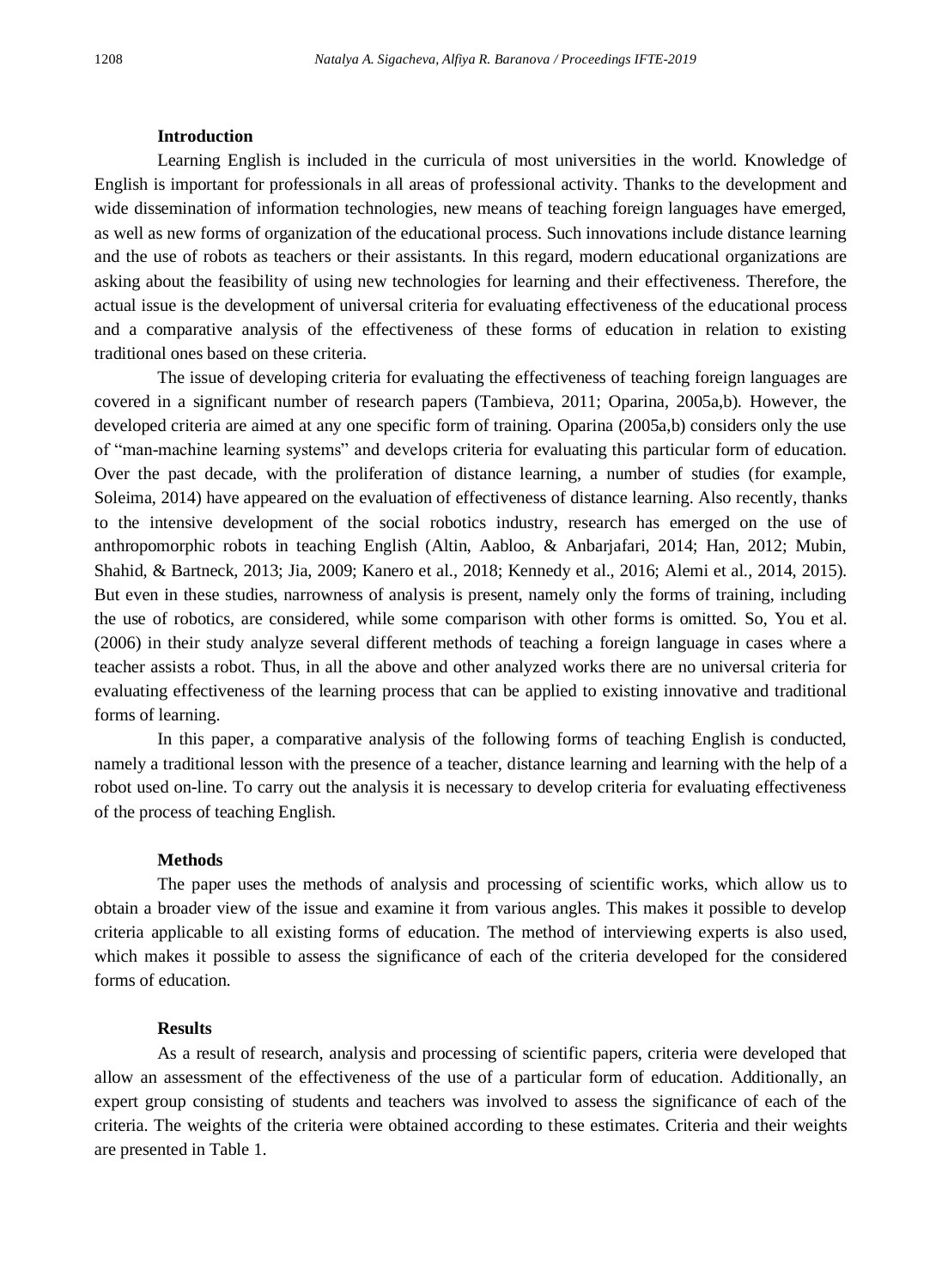## Introduction

Learning English is included in the curricula of most universities in the world. Knowledge of English is important for professionals in all areas of professional activity. Thanks to the development and wide dissemination of information technologies, new means of teaching foreign languages have emerged, as well as new forms of organization of the educational process. Such innovations include distance learning and the use of robots as teachers or their assistants. In this regard, modern educational organizations are asking about the feasibility of using new technologies for learning and their effectiveness. Therefore, the actual issue is the development of universal criteria for evaluating effectiveness of the educational process and a comparative analysis of the effectiveness of these forms of education in relation to existing traditional ones based on these criteria.

The issue of developing criteria for evaluating the effectiveness of teaching foreign languages are covered in a significant number of research papers (Tambieva, 2011; Oparina, 2005a,b). However, the developed criteria are aimed at any one specific form of training. Oparina (2005a,b) considers only the use of "man-machine learning systems" and develops criteria for evaluating this particular form of education. Over the past decade, with the proliferation of distance learning, a number of studies (for example, Soleima, 2014) have appeared on the evaluation of effectiveness of distance learning. Also recently, thanks to the intensive development of the social robotics industry, research has emerged on the use of anthropomorphic robots in teaching English (Altin, Aabloo, & Anbarjafari, 2014; Han, 2012; Mubin, Shahid, & Bartneck, 2013; Jia, 2009; Kanero et al., 2018; Kennedy et al., 2016; Alemi et al., 2014, 2015). But even in these studies, narrowness of analysis is present, namely only the forms of training, including the use of robotics, are considered, while some comparison with other forms is omitted. So, You et al. (2006) in their study analyze several different methods of teaching a foreign language in cases where a teacher assists a robot. Thus, in all the above and other analyzed works there are no universal criteria for evaluating effectiveness of the learning process that can be applied to existing innovative and traditional forms of learning.

In this paper, a comparative analysis of the following forms of teaching English is conducted, namely a traditional lesson with the presence of a teacher, distance learning and learning with the help of a robot used on-line. To carry out the analysis it is necessary to develop criteria for evaluating effectiveness of the process of teaching English.

## Methods

The paper uses the methods of analysis and processing of scientific works, which allow us to obtain a broader view of the issue and examine it from various angles. This makes it possible to develop criteria applicable to all existing forms of education. The method of interviewing experts is also used, which makes it possible to assess the significance of each of the criteria developed for the considered forms of education.

## Results

As a result of research, analysis and processing of scientific papers, criteria were developed that allow an assessment of the effectiveness of the use of a particular form of education. Additionally, an expert group consisting of students and teachers was involved to assess the significance of each of the criteria. The weights of the criteria were obtained according to these estimates. Criteria and their weights are presented in Table 1.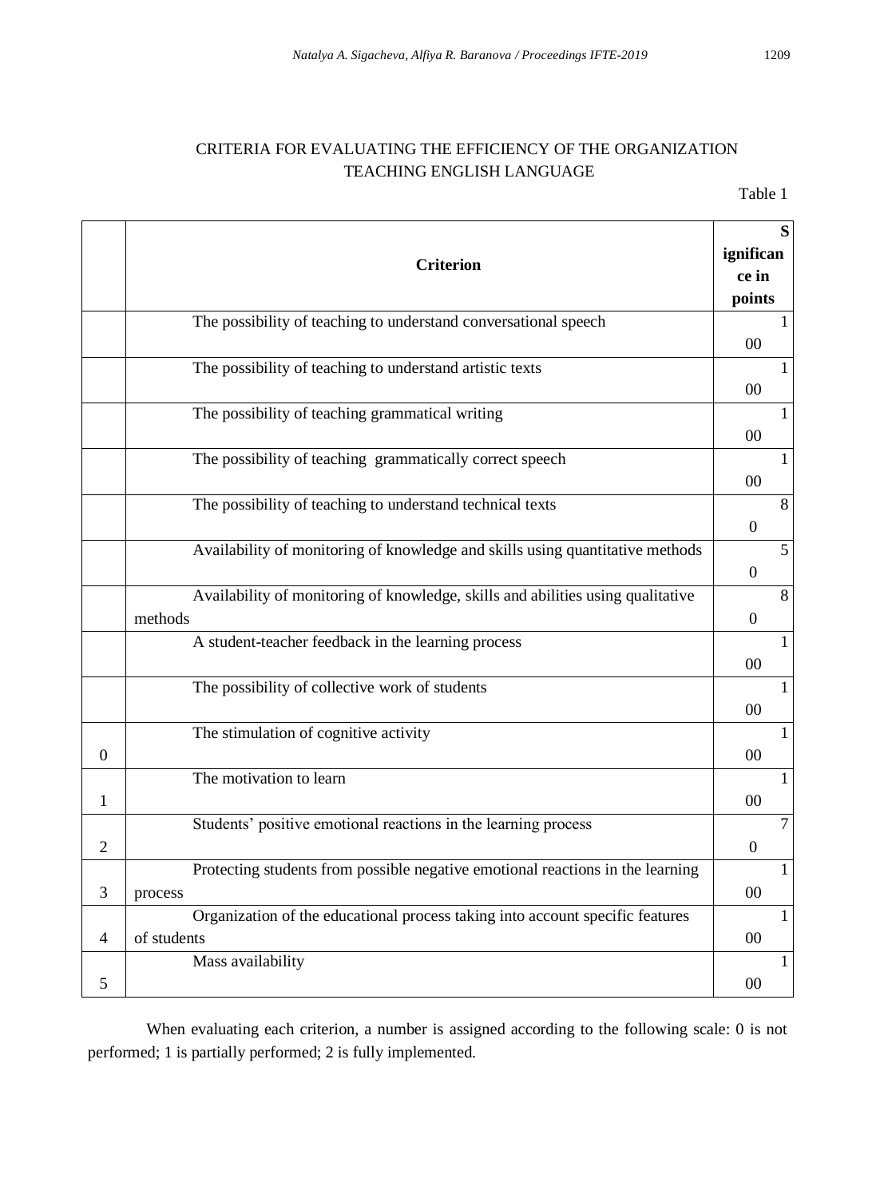CRITERIA FOR EVALUATING THE EFFICIENCY OF THE ORGANIZATION TEACHING ENGLISH LANGUAGE

Table 1

| | Criterion | Significance in points |
|---|---|---|
| | The possibility of teaching to understand conversational speech | 100 |
| | The possibility of teaching to understand artistic texts | 100 |
| | The possibility of teaching grammatical writing | 100 |
| | The possibility of teaching grammatically correct speech | 100 |
| | The possibility of teaching to understand technical texts | 80 |
| | Availability of monitoring of knowledge and skills using quantitative methods | 50 |
| | Availability of monitoring of knowledge, skills and abilities using qualitative methods | 80 |
| | A student-teacher feedback in the learning process | 100 |
| | The possibility of collective work of students | 100 |
| 0 | The stimulation of cognitive activity | 100 |
| 1 | The motivation to learn | 100 |
| 2 | Students' positive emotional reactions in the learning process | 70 |
| 3 | Protecting students from possible negative emotional reactions in the learning process | 100 |
| 4 | Organization of the educational process taking into account specific features of students | 100 |
| 5 | Mass availability | 100 |

When evaluating each criterion, a number is assigned according to the following scale: 0 is not performed; 1 is partially performed; 2 is fully implemented.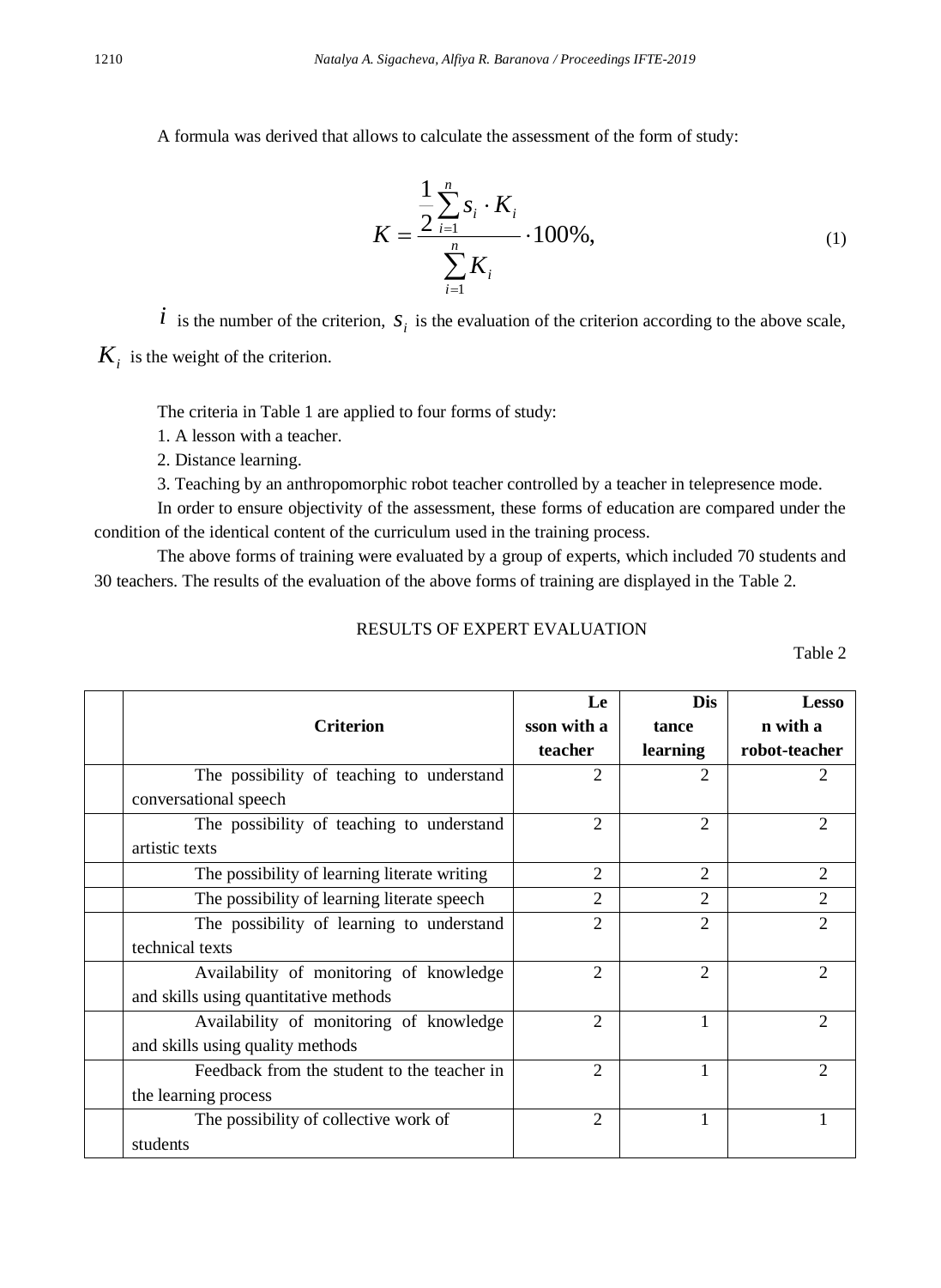A formula was derived that allows to calculate the assessment of the form of study:

$$K = \frac{\frac{1}{2}\sum_{i=1}^{n} s_i \cdot K_i}{\sum_{i=1}^{n} K_i} \cdot 100\%, \tag{1}$$

$i$ is the number of the criterion, $s_i$ is the evaluation of the criterion according to the above scale, $K_i$ is the weight of the criterion.

The criteria in Table 1 are applied to four forms of study:

1. A lesson with a teacher.
2. Distance learning.
3. Teaching by an anthropomorphic robot teacher controlled by a teacher in telepresence mode.

In order to ensure objectivity of the assessment, these forms of education are compared under the condition of the identical content of the curriculum used in the training process.

The above forms of training were evaluated by a group of experts, which included 70 students and 30 teachers. The results of the evaluation of the above forms of training are displayed in the Table 2.

RESULTS OF EXPERT EVALUATION

Table 2

| | **Criterion** | **Lesson with a teacher** | **Distance learning** | **Lesson with a robot-teacher** |
|---|---|---|---|---|
| | The possibility of teaching to understand conversational speech | 2 | 2 | 2 |
| | The possibility of teaching to understand artistic texts | 2 | 2 | 2 |
| | The possibility of learning literate writing | 2 | 2 | 2 |
| | The possibility of learning literate speech | 2 | 2 | 2 |
| | The possibility of learning to understand technical texts | 2 | 2 | 2 |
| | Availability of monitoring of knowledge and skills using quantitative methods | 2 | 2 | 2 |
| | Availability of monitoring of knowledge and skills using quality methods | 2 | 1 | 2 |
| | Feedback from the student to the teacher in the learning process | 2 | 1 | 2 |
| | The possibility of collective work of students | 2 | 1 | 1 |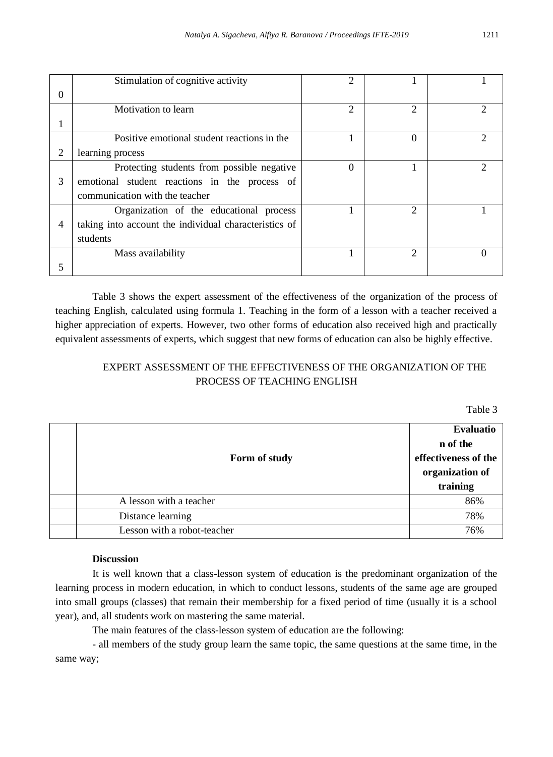| | | | | |
|---|---|---|---|---|
| 0 | Stimulation of cognitive activity | 2 | 1 | 1 |
| 1 | Motivation to learn | 2 | 2 | 2 |
| 2 | Positive emotional student reactions in the learning process | 1 | 0 | 2 |
| 3 | Protecting students from possible negative emotional student reactions in the process of communication with the teacher | 0 | 1 | 2 |
| 4 | Organization of the educational process taking into account the individual characteristics of students | 1 | 2 | 1 |
| 5 | Mass availability | 1 | 2 | 0 |

Table 3 shows the expert assessment of the effectiveness of the organization of the process of teaching English, calculated using formula 1. Teaching in the form of a lesson with a teacher received a higher appreciation of experts. However, two other forms of education also received high and practically equivalent assessments of experts, which suggest that new forms of education can also be highly effective.

EXPERT ASSESSMENT OF THE EFFECTIVENESS OF THE ORGANIZATION OF THE PROCESS OF TEACHING ENGLISH

Table 3

| | **Form of study** | **Evaluation of the effectiveness of the organization of training** |
|---|---|---|
| | A lesson with a teacher | 86% |
| | Distance learning | 78% |
| | Lesson with a robot-teacher | 76% |

**Discussion**

It is well known that a class-lesson system of education is the predominant organization of the learning process in modern education, in which to conduct lessons, students of the same age are grouped into small groups (classes) that remain their membership for a fixed period of time (usually it is a school year), and, all students work on mastering the same material.

The main features of the class-lesson system of education are the following:

- all members of the study group learn the same topic, the same questions at the same time, in the same way;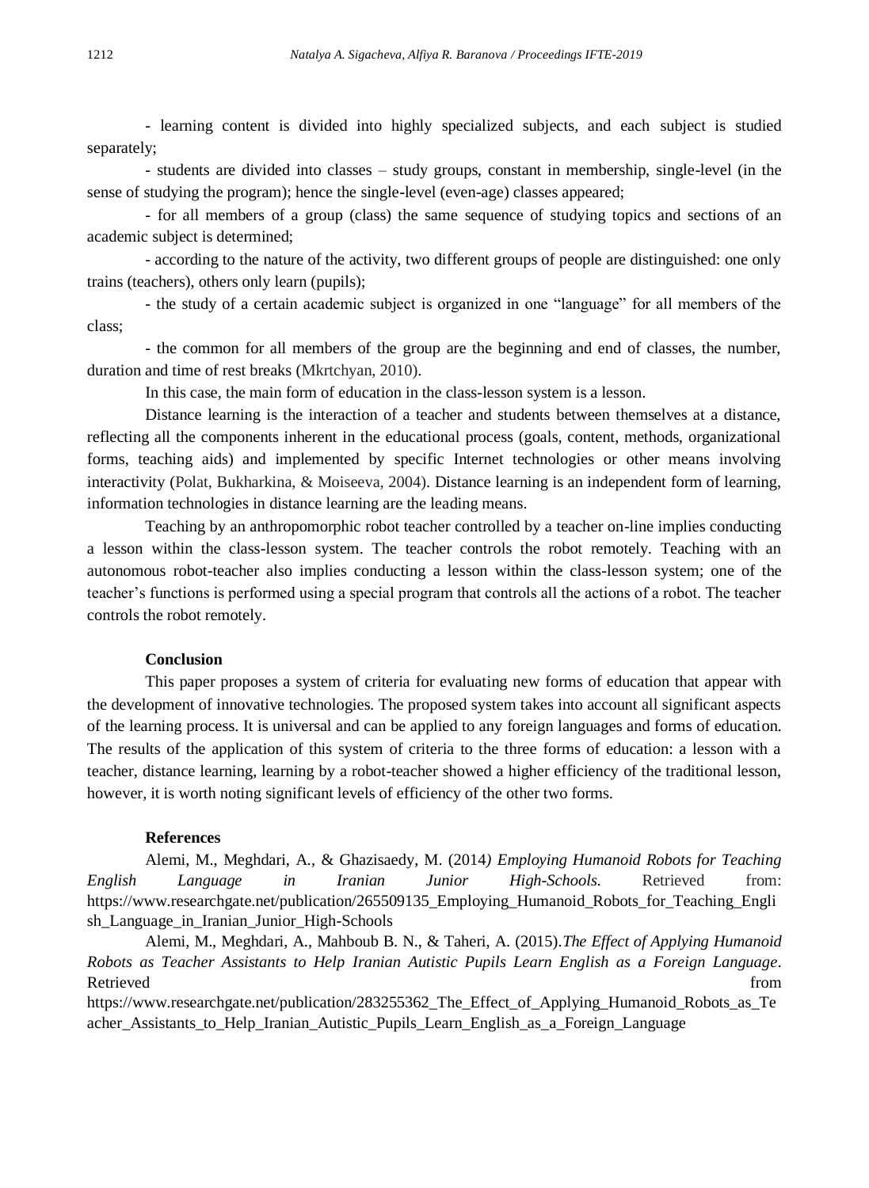- learning content is divided into highly specialized subjects, and each subject is studied separately;

- students are divided into classes – study groups, constant in membership, single-level (in the sense of studying the program); hence the single-level (even-age) classes appeared;

- for all members of a group (class) the same sequence of studying topics and sections of an academic subject is determined;

- according to the nature of the activity, two different groups of people are distinguished: one only trains (teachers), others only learn (pupils);

- the study of a certain academic subject is organized in one "language" for all members of the class;

- the common for all members of the group are the beginning and end of classes, the number, duration and time of rest breaks (Mkrtchyan, 2010).

In this case, the main form of education in the class-lesson system is a lesson.

Distance learning is the interaction of a teacher and students between themselves at a distance, reflecting all the components inherent in the educational process (goals, content, methods, organizational forms, teaching aids) and implemented by specific Internet technologies or other means involving interactivity (Polat, Bukharkina, & Moiseeva, 2004). Distance learning is an independent form of learning, information technologies in distance learning are the leading means.

Teaching by an anthropomorphic robot teacher controlled by a teacher on-line implies conducting a lesson within the class-lesson system. The teacher controls the robot remotely. Teaching with an autonomous robot-teacher also implies conducting a lesson within the class-lesson system; one of the teacher's functions is performed using a special program that controls all the actions of a robot. The teacher controls the robot remotely.

## Conclusion

This paper proposes a system of criteria for evaluating new forms of education that appear with the development of innovative technologies. The proposed system takes into account all significant aspects of the learning process. It is universal and can be applied to any foreign languages and forms of education. The results of the application of this system of criteria to the three forms of education: a lesson with a teacher, distance learning, learning by a robot-teacher showed a higher efficiency of the traditional lesson, however, it is worth noting significant levels of efficiency of the other two forms.

## References

Alemi, M., Meghdari, A., & Ghazisaedy, M. (2014*) Employing Humanoid Robots for Teaching English Language in Iranian Junior High-Schools.* Retrieved from: https://www.researchgate.net/publication/265509135_Employing_Humanoid_Robots_for_Teaching_English_Language_in_Iranian_Junior_High-Schools

Alemi, M., Meghdari, A., Mahboub B. N., & Taheri, A. (2015).*The Effect of Applying Humanoid Robots as Teacher Assistants to Help Iranian Autistic Pupils Learn English as a Foreign Language*. Retrieved from https://www.researchgate.net/publication/283255362_The_Effect_of_Applying_Humanoid_Robots_as_Teacher_Assistants_to_Help_Iranian_Autistic_Pupils_Learn_English_as_a_Foreign_Language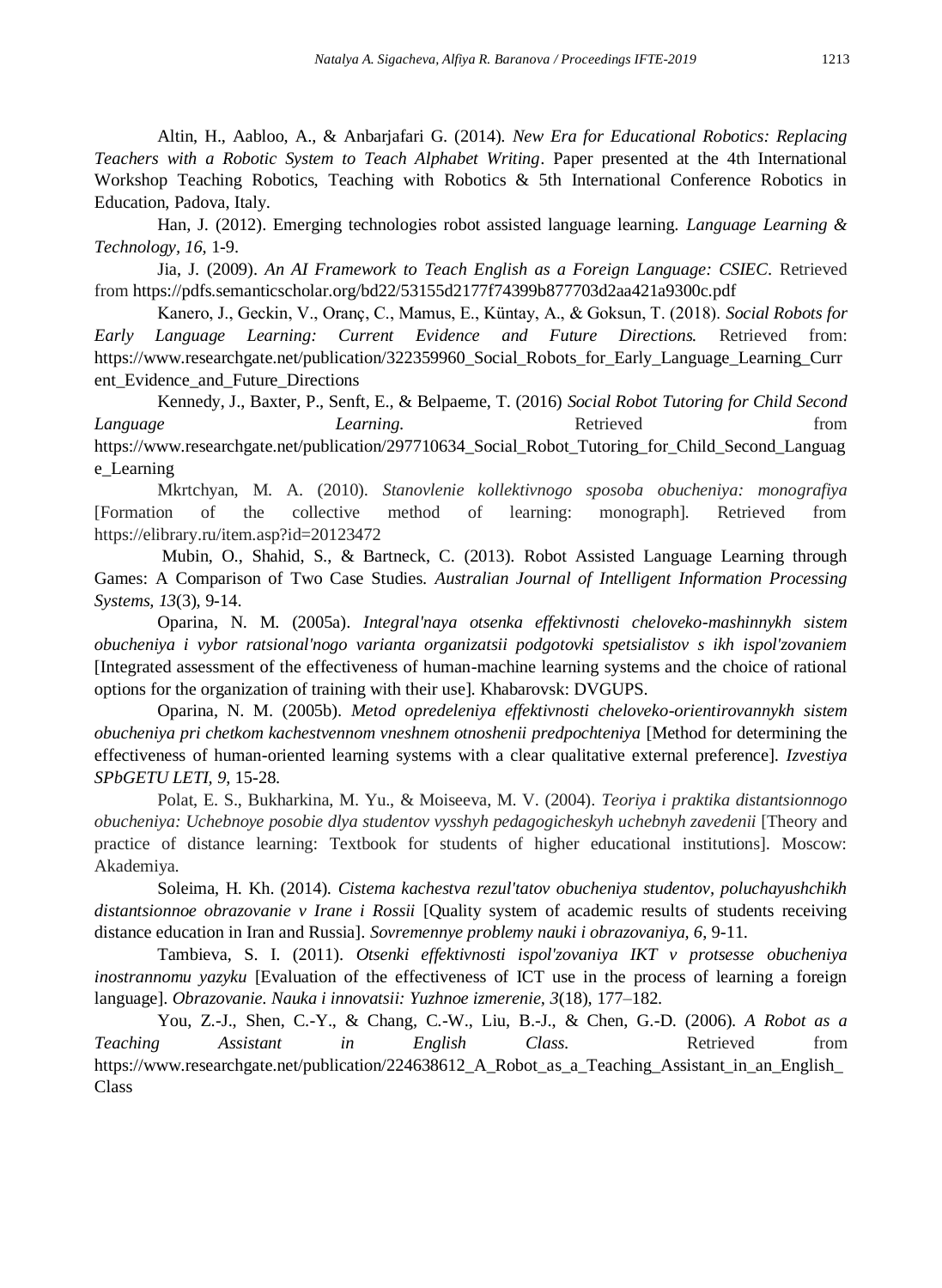Altin, H., Aabloo, A., & Anbarjafari G. (2014). *New Era for Educational Robotics: Replacing Teachers with a Robotic System to Teach Alphabet Writing*. Paper presented at the 4th International Workshop Teaching Robotics, Teaching with Robotics & 5th International Conference Robotics in Education, Padova, Italy.

Han, J. (2012). Emerging technologies robot assisted language learning. *Language Learning & Technology, 16,* 1-9.

Jia, J. (2009). *An AI Framework to Teach English as a Foreign Language: CSIEC*. Retrieved from https://pdfs.semanticscholar.org/bd22/53155d2177f74399b877703d2aa421a9300c.pdf

Kanero, J., Geckin, V., Oranç, C., Mamus, E., Küntay, A., & Goksun, T. (2018). *Social Robots for Early Language Learning: Current Evidence and Future Directions.* Retrieved from: https://www.researchgate.net/publication/322359960_Social_Robots_for_Early_Language_Learning_Current_Evidence_and_Future_Directions

Kennedy, J., Baxter, P., Senft, E., & Belpaeme, T. (2016) *Social Robot Tutoring for Child Second Language Learning.* Retrieved from https://www.researchgate.net/publication/297710634_Social_Robot_Tutoring_for_Child_Second_Language_Learning

Mkrtchyan, M. A. (2010). *Stanovlenie kollektivnogo sposoba obucheniya: monografiya* [Formation of the collective method of learning: monograph]. Retrieved from https://elibrary.ru/item.asp?id=20123472

Mubin, O., Shahid, S., & Bartneck, C. (2013). Robot Assisted Language Learning through Games: A Comparison of Two Case Studies. *Australian Journal of Intelligent Information Processing Systems, 13*(3), 9-14.

Oparina, N. M. (2005a). *Integral'naya otsenka effektivnosti cheloveko-mashinnykh sistem obucheniya i vybor ratsional'nogo varianta organizatsii podgotovki spetsialistov s ikh ispol'zovaniem* [Integrated assessment of the effectiveness of human-machine learning systems and the choice of rational options for the organization of training with their use]. Khabarovsk: DVGUPS.

Oparina, N. M. (2005b). *Metod opredeleniya effektivnosti cheloveko-orientirovannykh sistem obucheniya pri chetkom kachestvennom vneshnem otnoshenii predpochteniya* [Method for determining the effectiveness of human-oriented learning systems with a clear qualitative external preference]. *Izvestiya SPbGETU LETI, 9*, 15-28.

Polat, E. S., Bukharkina, M. Yu., & Moiseeva, M. V. (2004). *Teoriya i praktika distantsionnogo obucheniya: Uchebnoye posobie dlya studentov vysshyh pedagogicheskyh uchebnyh zavedenii* [Theory and practice of distance learning: Textbook for students of higher educational institutions]. Moscow: Akademiya.

Soleima, H. Kh. (2014). *Cistema kachestva rezul'tatov obucheniya studentov, poluchayushchikh distantsionnoe obrazovanie v Irane i Rossii* [Quality system of academic results of students receiving distance education in Iran and Russia]. *Sovremennye problemy nauki i obrazovaniya, 6*, 9-11.

Tambieva, S. I. (2011). *Otsenki effektivnosti ispol'zovaniya IKT v protsesse obucheniya inostrannomu yazyku* [Evaluation of the effectiveness of ICT use in the process of learning a foreign language]. *Obrazovanie. Nauka i innovatsii: Yuzhnoe izmerenie, 3*(18), 177–182.

You, Z.-J., Shen, C.-Y., & Chang, C.-W., Liu, B.-J., & Chen, G.-D. (2006). *A Robot as a Teaching Assistant in English Class.* Retrieved from https://www.researchgate.net/publication/224638612_A_Robot_as_a_Teaching_Assistant_in_an_English_Class